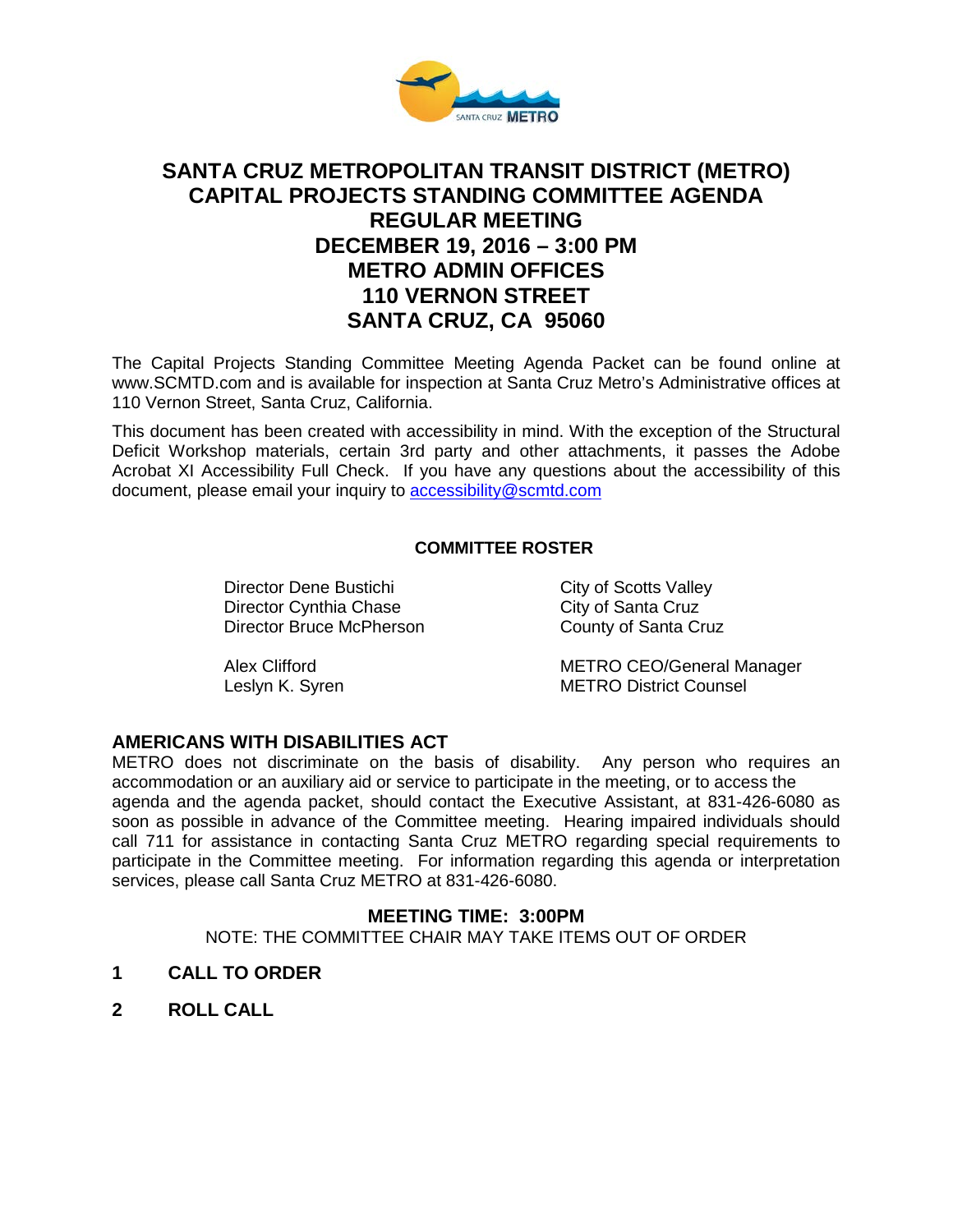# SANTA CRUZ METROPOLITAN TRANSIT DISTRICT (METRO) CAPITAL PROJECTS STANDING COMMITTEE AGENDA REGULAR MEETING DECEMBER 19, 2016 – 3:00 PM METRO ADMIN OFFICES 110 VERNON STREET SANTA CRUZ, CA 95060

The Capital Projects Standing Committee Meeting Agenda Packet can be found online at www.SCMTD.com and is available for inspection at Santa Cruz Metro's Administrative offices at 110 Vernon Street, Santa Cruz, California.

This document has been created with accessibility in mind. With the exception of the Structural Deficit Workshop materials, certain 3rd party and other attachments, it passes the Adobe Acrobat XI Accessibility Full Check. If you have any questions about the accessibility of this document, please email your inquiry to accessibility@scmtd.com

**COMMITTEE ROSTER**

| | |
|---|---|
| Director Dene Bustichi | City of Scotts Valley |
| Director Cynthia Chase | City of Santa Cruz |
| Director Bruce McPherson | County of Santa Cruz |
| Alex Clifford | METRO CEO/General Manager |
| Leslyn K. Syren | METRO District Counsel |

## AMERICANS WITH DISABILITIES ACT

METRO does not discriminate on the basis of disability. Any person who requires an accommodation or an auxiliary aid or service to participate in the meeting, or to access the agenda and the agenda packet, should contact the Executive Assistant, at 831-426-6080 as soon as possible in advance of the Committee meeting. Hearing impaired individuals should call 711 for assistance in contacting Santa Cruz METRO regarding special requirements to participate in the Committee meeting. For information regarding this agenda or interpretation services, please call Santa Cruz METRO at 831-426-6080.

**MEETING TIME: 3:00PM**

NOTE: THE COMMITTEE CHAIR MAY TAKE ITEMS OUT OF ORDER

**1 CALL TO ORDER**

**2 ROLL CALL**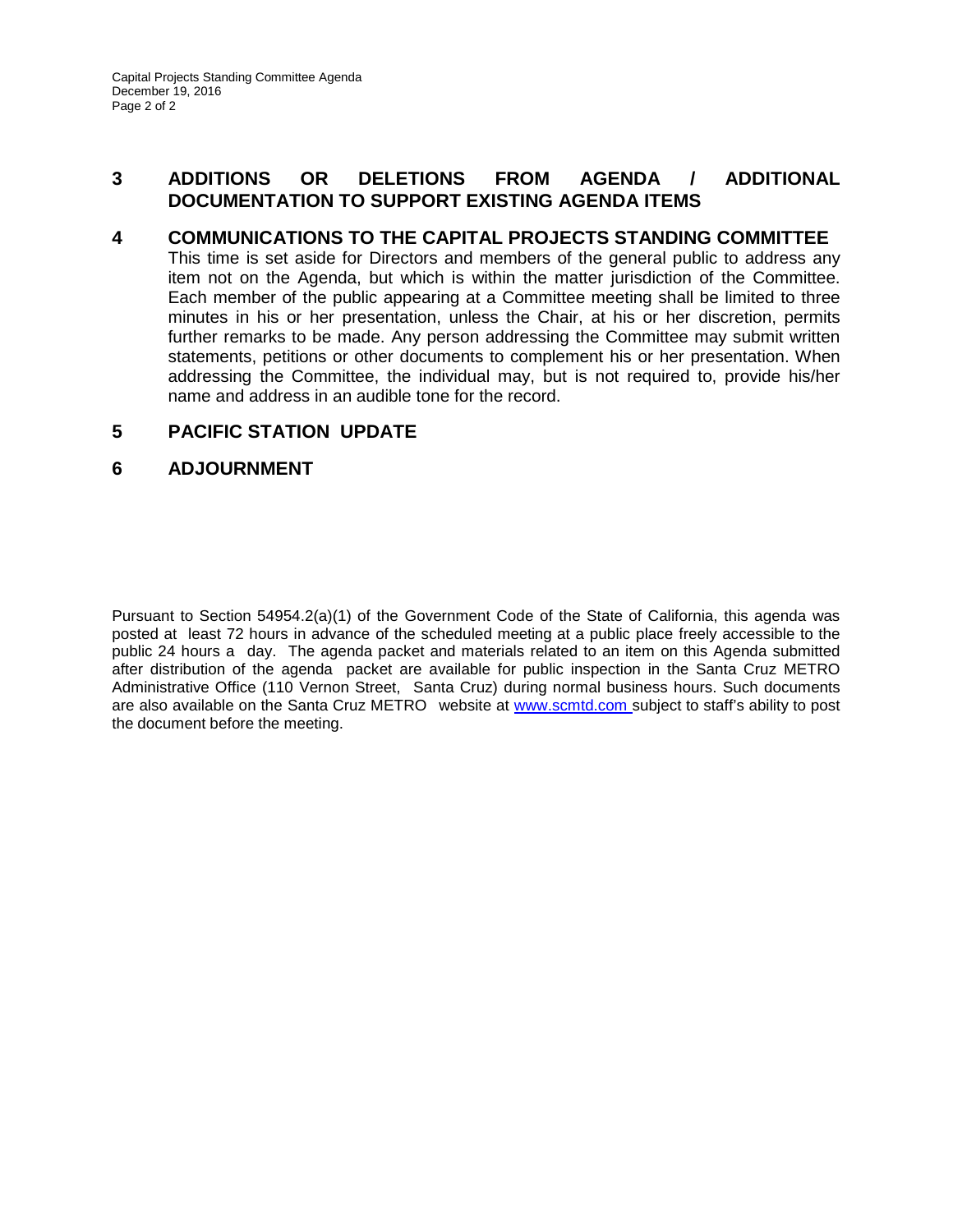## 3 ADDITIONS OR DELETIONS FROM AGENDA / ADDITIONAL DOCUMENTATION TO SUPPORT EXISTING AGENDA ITEMS

## 4 COMMUNICATIONS TO THE CAPITAL PROJECTS STANDING COMMITTEE

This time is set aside for Directors and members of the general public to address any item not on the Agenda, but which is within the matter jurisdiction of the Committee. Each member of the public appearing at a Committee meeting shall be limited to three minutes in his or her presentation, unless the Chair, at his or her discretion, permits further remarks to be made. Any person addressing the Committee may submit written statements, petitions or other documents to complement his or her presentation. When addressing the Committee, the individual may, but is not required to, provide his/her name and address in an audible tone for the record.

## 5 PACIFIC STATION UPDATE

## 6 ADJOURNMENT

Pursuant to Section 54954.2(a)(1) of the Government Code of the State of California, this agenda was posted at least 72 hours in advance of the scheduled meeting at a public place freely accessible to the public 24 hours a day. The agenda packet and materials related to an item on this Agenda submitted after distribution of the agenda packet are available for public inspection in the Santa Cruz METRO Administrative Office (110 Vernon Street, Santa Cruz) during normal business hours. Such documents are also available on the Santa Cruz METRO website at www.scmtd.com subject to staff's ability to post the document before the meeting.